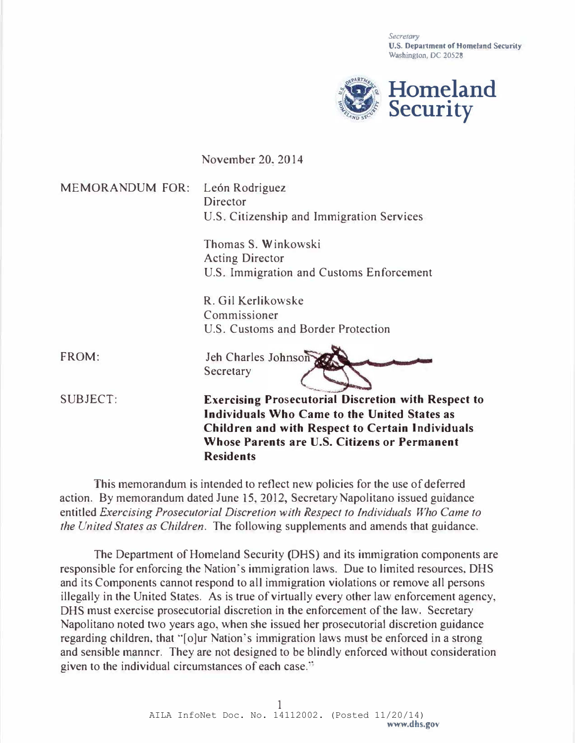Secretary
U.S. Department of Homeland Security
Washington, DC 20528

**Homeland Security**

November 20, 2014

MEMORANDUM FOR: León Rodriguez
Director
U.S. Citizenship and Immigration Services

Thomas S. Winkowski
Acting Director
U.S. Immigration and Customs Enforcement

R. Gil Kerlikowske
Commissioner
U.S. Customs and Border Protection

FROM: Jeh Charles Johnson
Secretary

SUBJECT: **Exercising Prosecutorial Discretion with Respect to Individuals Who Came to the United States as Children and with Respect to Certain Individuals Whose Parents are U.S. Citizens or Permanent Residents**

This memorandum is intended to reflect new policies for the use of deferred action. By memorandum dated June 15, 2012, Secretary Napolitano issued guidance entitled *Exercising Prosecutorial Discretion with Respect to Individuals Who Came to the United States as Children*. The following supplements and amends that guidance.

The Department of Homeland Security (DHS) and its immigration components are responsible for enforcing the Nation's immigration laws. Due to limited resources, DHS and its Components cannot respond to all immigration violations or remove all persons illegally in the United States. As is true of virtually every other law enforcement agency, DHS must exercise prosecutorial discretion in the enforcement of the law. Secretary Napolitano noted two years ago, when she issued her prosecutorial discretion guidance regarding children, that "[o]ur Nation's immigration laws must be enforced in a strong and sensible manner. They are not designed to be blindly enforced without consideration given to the individual circumstances of each case."

AILA InfoNet Doc. No. 14112002. (Posted 11/20/14)
www.dhs.gov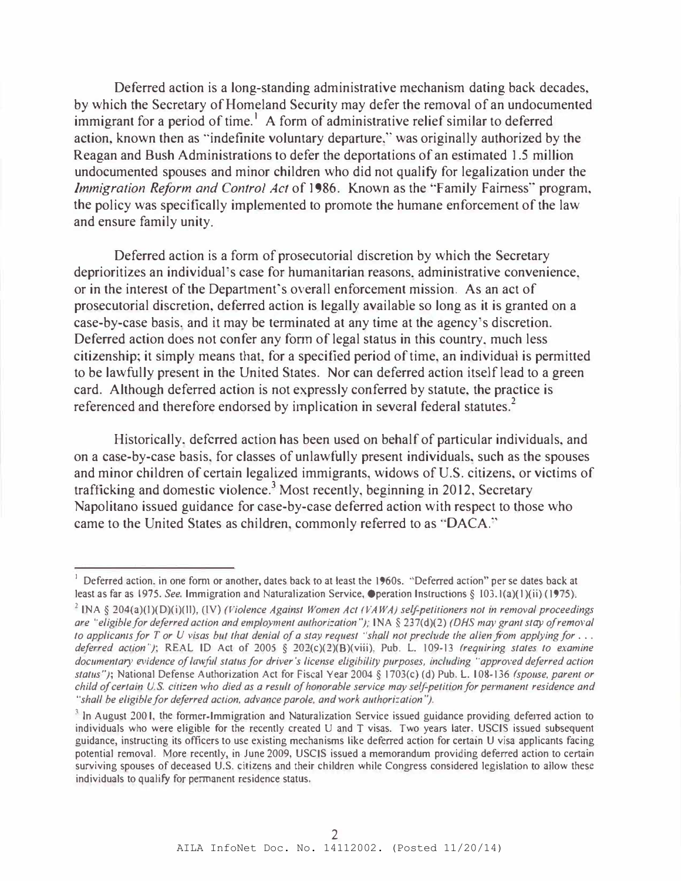Deferred action is a long-standing administrative mechanism dating back decades, by which the Secretary of Homeland Security may defer the removal of an undocumented immigrant for a period of time.[1] A form of administrative relief similar to deferred action, known then as "indefinite voluntary departure," was originally authorized by the Reagan and Bush Administrations to defer the deportations of an estimated 1.5 million undocumented spouses and minor children who did not qualify for legalization under the *Immigration Reform and Control Act* of 1986. Known as the "Family Fairness" program, the policy was specifically implemented to promote the humane enforcement of the law and ensure family unity.

Deferred action is a form of prosecutorial discretion by which the Secretary deprioritizes an individual's case for humanitarian reasons, administrative convenience, or in the interest of the Department's overall enforcement mission. As an act of prosecutorial discretion, deferred action is legally available so long as it is granted on a case-by-case basis, and it may be terminated at any time at the agency's discretion. Deferred action does not confer any form of legal status in this country, much less citizenship; it simply means that, for a specified period of time, an individual is permitted to be lawfully present in the United States. Nor can deferred action itself lead to a green card. Although deferred action is not expressly conferred by statute, the practice is referenced and therefore endorsed by implication in several federal statutes.[2]

Historically, deferred action has been used on behalf of particular individuals, and on a case-by-case basis, for classes of unlawfully present individuals, such as the spouses and minor children of certain legalized immigrants, widows of U.S. citizens, or victims of trafficking and domestic violence.[3] Most recently, beginning in 2012, Secretary Napolitano issued guidance for case-by-case deferred action with respect to those who came to the United States as children, commonly referred to as "DACA."

---

[1] Deferred action, in one form or another, dates back to at least the 1960s. "Deferred action" per se dates back at least as far as 1975. *See,* Immigration and Naturalization Service, Operation Instructions § 103.1(a)(1)(ii) (1975).

[2] INA § 204(a)(1)(D)(i)(II), (IV) *(Violence Against Women Act (VAWA) self-petitioners not in removal proceedings are "eligible for deferred action and employment authorization");* INA § 237(d)(2) *(DHS may grant stay of removal to applicants for T or U visas but that denial of a stay request "shall not preclude the alien from applying for . . . deferred action");* REAL ID Act of 2005 § 202(c)(2)(B)(viii), Pub. L. 109-13 *(requiring states to examine documentary evidence of lawful status for driver's license eligibility purposes, including "approved deferred action status");* National Defense Authorization Act for Fiscal Year 2004 § 1703(c) (d) Pub. L. 108-136 *(spouse, parent or child of certain U.S. citizen who died as a result of honorable service may self-petition for permanent residence and "shall be eligible for deferred action, advance parole, and work authorization").*

[3] In August 2001, the former-Immigration and Naturalization Service issued guidance providing deferred action to individuals who were eligible for the recently created U and T visas. Two years later, USCIS issued subsequent guidance, instructing its officers to use existing mechanisms like deferred action for certain U visa applicants facing potential removal. More recently, in June 2009, USCIS issued a memorandum providing deferred action to certain surviving spouses of deceased U.S. citizens and their children while Congress considered legislation to allow these individuals to qualify for permanent residence status.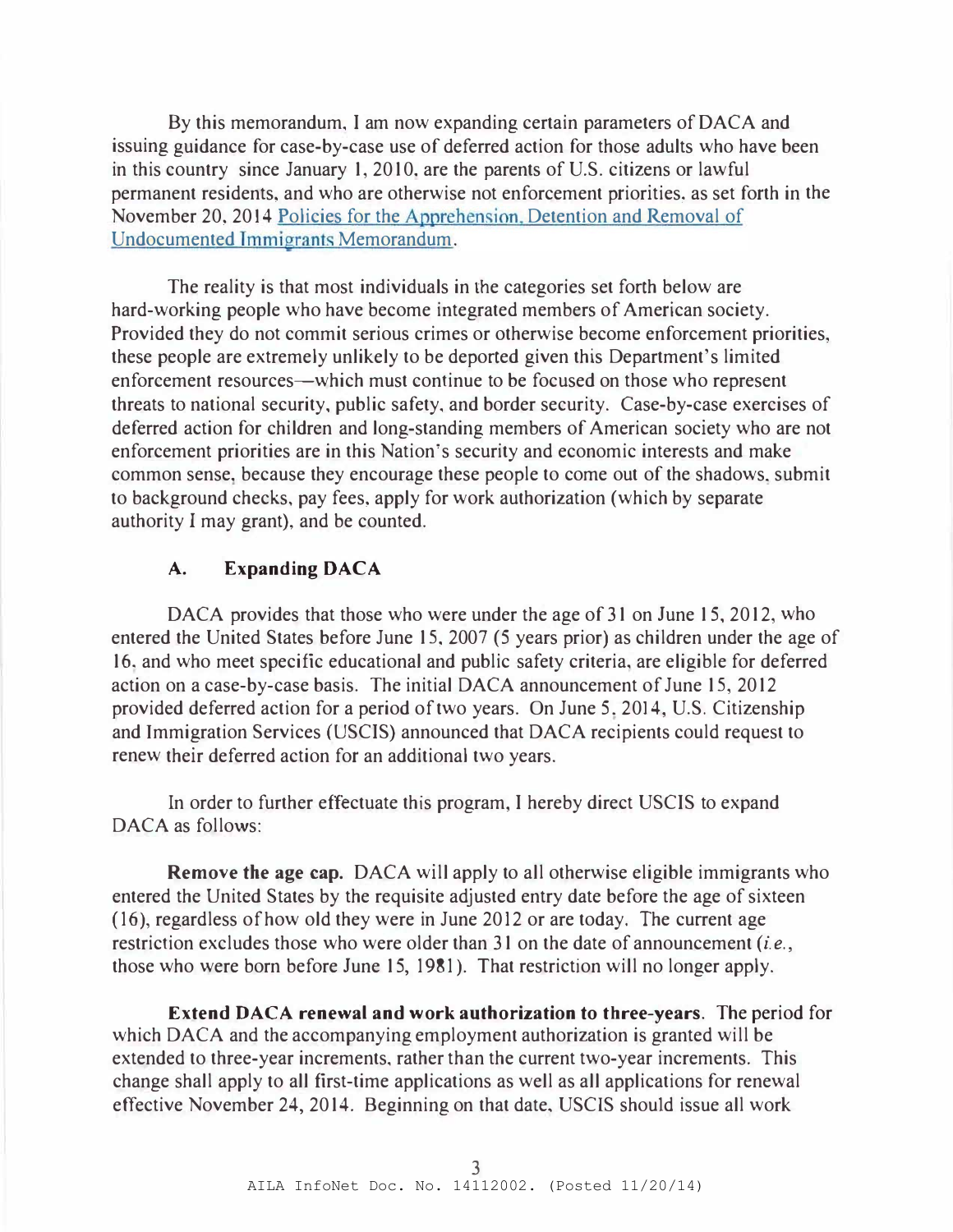By this memorandum, I am now expanding certain parameters of DACA and issuing guidance for case-by-case use of deferred action for those adults who have been in this country since January 1, 2010, are the parents of U.S. citizens or lawful permanent residents, and who are otherwise not enforcement priorities, as set forth in the November 20, 2014 Policies for the Apprehension, Detention and Removal of Undocumented Immigrants Memorandum.

The reality is that most individuals in the categories set forth below are hard-working people who have become integrated members of American society. Provided they do not commit serious crimes or otherwise become enforcement priorities, these people are extremely unlikely to be deported given this Department's limited enforcement resources—which must continue to be focused on those who represent threats to national security, public safety, and border security. Case-by-case exercises of deferred action for children and long-standing members of American society who are not enforcement priorities are in this Nation's security and economic interests and make common sense, because they encourage these people to come out of the shadows, submit to background checks, pay fees, apply for work authorization (which by separate authority I may grant), and be counted.

### A. Expanding DACA

DACA provides that those who were under the age of 31 on June 15, 2012, who entered the United States before June 15, 2007 (5 years prior) as children under the age of 16, and who meet specific educational and public safety criteria, are eligible for deferred action on a case-by-case basis. The initial DACA announcement of June 15, 2012 provided deferred action for a period of two years. On June 5, 2014, U.S. Citizenship and Immigration Services (USCIS) announced that DACA recipients could request to renew their deferred action for an additional two years.

In order to further effectuate this program, I hereby direct USCIS to expand DACA as follows:

**Remove the age cap.** DACA will apply to all otherwise eligible immigrants who entered the United States by the requisite adjusted entry date before the age of sixteen (16), regardless of how old they were in June 2012 or are today. The current age restriction excludes those who were older than 31 on the date of announcement (*i.e.*, those who were born before June 15, 1981). That restriction will no longer apply.

**Extend DACA renewal and work authorization to three-years.** The period for which DACA and the accompanying employment authorization is granted will be extended to three-year increments, rather than the current two-year increments. This change shall apply to all first-time applications as well as all applications for renewal effective November 24, 2014. Beginning on that date, USCIS should issue all work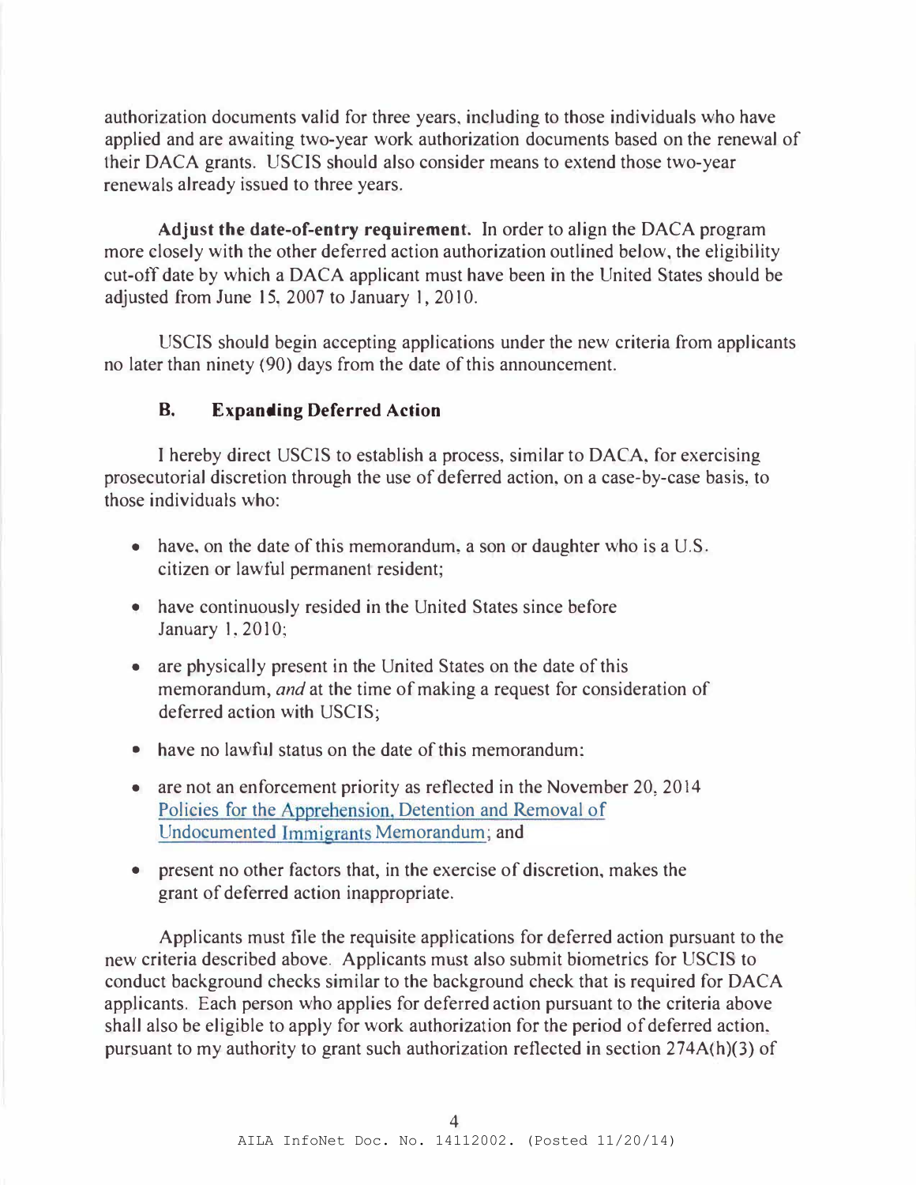authorization documents valid for three years, including to those individuals who have applied and are awaiting two-year work authorization documents based on the renewal of their DACA grants. USCIS should also consider means to extend those two-year renewals already issued to three years.

**Adjust the date-of-entry requirement.** In order to align the DACA program more closely with the other deferred action authorization outlined below, the eligibility cut-off date by which a DACA applicant must have been in the United States should be adjusted from June 15, 2007 to January 1, 2010.

USCIS should begin accepting applications under the new criteria from applicants no later than ninety (90) days from the date of this announcement.

### B. Expanding Deferred Action

I hereby direct USCIS to establish a process, similar to DACA, for exercising prosecutorial discretion through the use of deferred action, on a case-by-case basis, to those individuals who:

- have, on the date of this memorandum, a son or daughter who is a U.S. citizen or lawful permanent resident;
- have continuously resided in the United States since before January 1, 2010;
- are physically present in the United States on the date of this memorandum, *and* at the time of making a request for consideration of deferred action with USCIS;
- have no lawful status on the date of this memorandum;
- are not an enforcement priority as reflected in the November 20, 2014 Policies for the Apprehension, Detention and Removal of Undocumented Immigrants Memorandum; and
- present no other factors that, in the exercise of discretion, makes the grant of deferred action inappropriate.

Applicants must file the requisite applications for deferred action pursuant to the new criteria described above. Applicants must also submit biometrics for USCIS to conduct background checks similar to the background check that is required for DACA applicants. Each person who applies for deferred action pursuant to the criteria above shall also be eligible to apply for work authorization for the period of deferred action, pursuant to my authority to grant such authorization reflected in section 274A(h)(3) of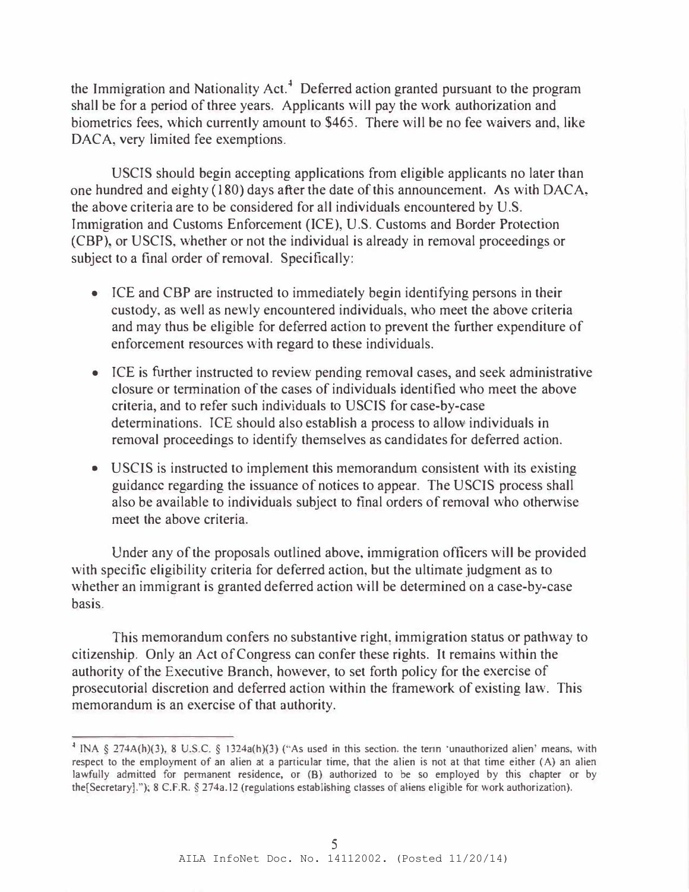the Immigration and Nationality Act.[4] Deferred action granted pursuant to the program shall be for a period of three years. Applicants will pay the work authorization and biometrics fees, which currently amount to $465. There will be no fee waivers and, like DACA, very limited fee exemptions.

USCIS should begin accepting applications from eligible applicants no later than one hundred and eighty (180) days after the date of this announcement. As with DACA, the above criteria are to be considered for all individuals encountered by U.S. Immigration and Customs Enforcement (ICE), U.S. Customs and Border Protection (CBP), or USCIS, whether or not the individual is already in removal proceedings or subject to a final order of removal. Specifically:

- ICE and CBP are instructed to immediately begin identifying persons in their custody, as well as newly encountered individuals, who meet the above criteria and may thus be eligible for deferred action to prevent the further expenditure of enforcement resources with regard to these individuals.
- ICE is further instructed to review pending removal cases, and seek administrative closure or termination of the cases of individuals identified who meet the above criteria, and to refer such individuals to USCIS for case-by-case determinations. ICE should also establish a process to allow individuals in removal proceedings to identify themselves as candidates for deferred action.
- USCIS is instructed to implement this memorandum consistent with its existing guidance regarding the issuance of notices to appear. The USCIS process shall also be available to individuals subject to final orders of removal who otherwise meet the above criteria.

Under any of the proposals outlined above, immigration officers will be provided with specific eligibility criteria for deferred action, but the ultimate judgment as to whether an immigrant is granted deferred action will be determined on a case-by-case basis.

This memorandum confers no substantive right, immigration status or pathway to citizenship. Only an Act of Congress can confer these rights. It remains within the authority of the Executive Branch, however, to set forth policy for the exercise of prosecutorial discretion and deferred action within the framework of existing law. This memorandum is an exercise of that authority.

---

[4] INA § 274A(h)(3), 8 U.S.C. § 1324a(h)(3) ("As used in this section. the term 'unauthorized alien' means, with respect to the employment of an alien at a particular time, that the alien is not at that time either (A) an alien lawfully admitted for permanent residence, or (B) authorized to be so employed by this chapter or by the[Secretary]."); 8 C.F.R. § 274a.12 (regulations establishing classes of aliens eligible for work authorization).

AILA InfoNet Doc. No. 14112002. (Posted 11/20/14)